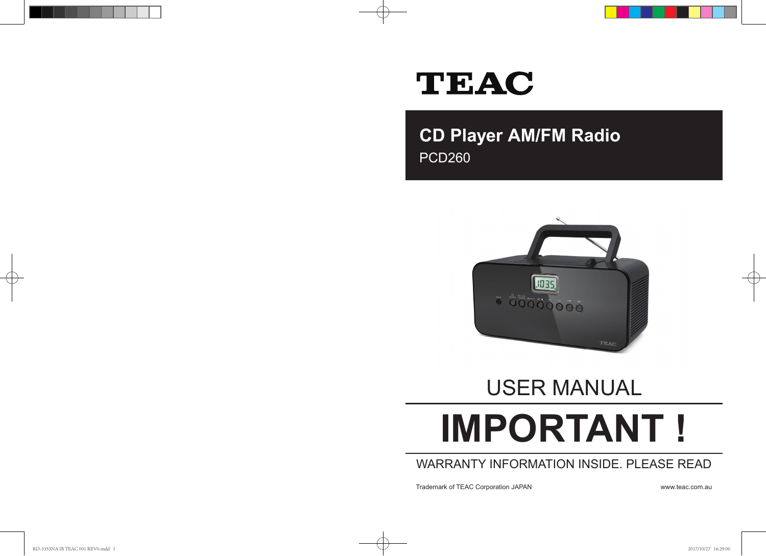# TEAC

## CD Player AM/FM Radio

PCD260

# USER MANUAL

# IMPORTANT !

WARRANTY INFORMATION INSIDE. PLEASE READ

Trademark of TEAC Corporation JAPAN

www.teac.com.au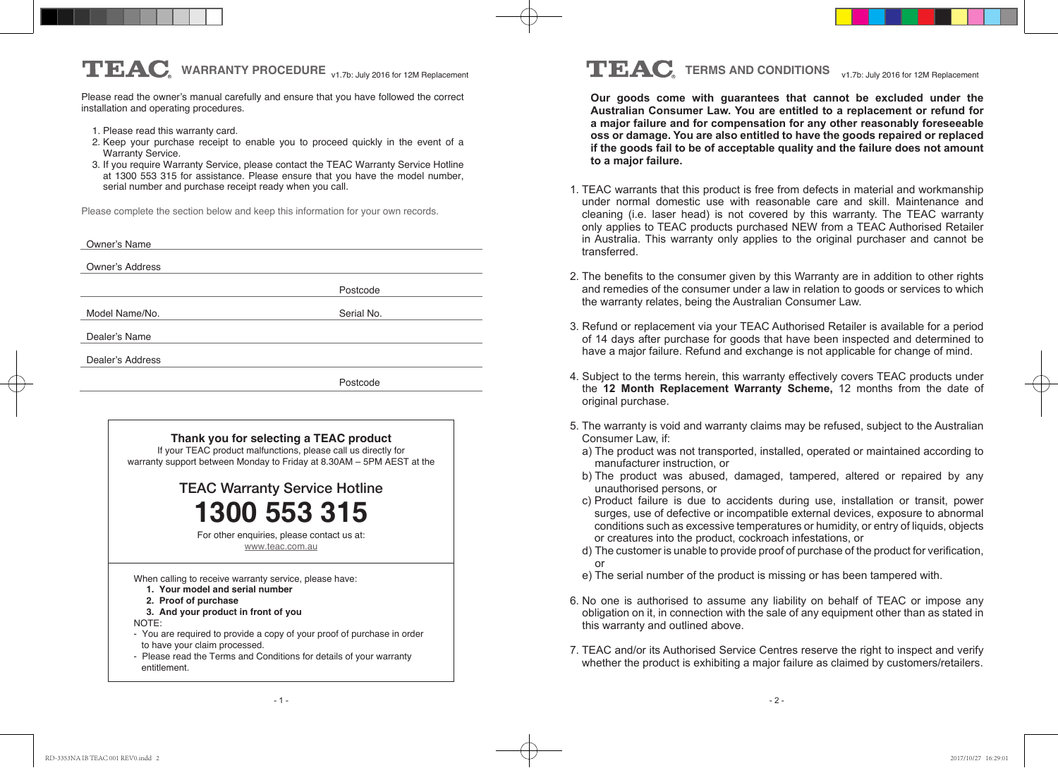# TEAC WARRANTY PROCEDURE

v1.7b: July 2016 for 12M Replacement

Please read the owner's manual carefully and ensure that you have followed the correct installation and operating procedures.

1. Please read this warranty card.
2. Keep your purchase receipt to enable you to proceed quickly in the event of a Warranty Service.
3. If you require Warranty Service, please contact the TEAC Warranty Service Hotline at 1300 553 315 for assistance. Please ensure that you have the model number, serial number and purchase receipt ready when you call.

Please complete the section below and keep this information for your own records.

Owner's Name

Owner's Address

Postcode

Model Name/No. Serial No.

Dealer's Name

Dealer's Address

Postcode

**Thank you for selecting a TEAC product**

If your TEAC product malfunctions, please call us directly for warranty support between Monday to Friday at 8.30AM – 5PM AEST at the

TEAC Warranty Service Hotline

**1300 553 315**

For other enquiries, please contact us at:
www.teac.com.au

When calling to receive warranty service, please have:

1. **Your model and serial number**
2. **Proof of purchase**
3. **And your product in front of you**

NOTE:

- You are required to provide a copy of your proof of purchase in order to have your claim processed.
- Please read the Terms and Conditions for details of your warranty entitlement.

# TEAC TERMS AND CONDITIONS

v1.7b: July 2016 for 12M Replacement

**Our goods come with guarantees that cannot be excluded under the Australian Consumer Law. You are entitled to a replacement or refund for a major failure and for compensation for any other reasonably foreseeable oss or damage. You are also entitled to have the goods repaired or replaced if the goods fail to be of acceptable quality and the failure does not amount to a major failure.**

1. TEAC warrants that this product is free from defects in material and workmanship under normal domestic use with reasonable care and skill. Maintenance and cleaning (i.e. laser head) is not covered by this warranty. The TEAC warranty only applies to TEAC products purchased NEW from a TEAC Authorised Retailer in Australia. This warranty only applies to the original purchaser and cannot be transferred.

2. The benefits to the consumer given by this Warranty are in addition to other rights and remedies of the consumer under a law in relation to goods or services to which the warranty relates, being the Australian Consumer Law.

3. Refund or replacement via your TEAC Authorised Retailer is available for a period of 14 days after purchase for goods that have been inspected and determined to have a major failure. Refund and exchange is not applicable for change of mind.

4. Subject to the terms herein, this warranty effectively covers TEAC products under the **12 Month Replacement Warranty Scheme,** 12 months from the date of original purchase.

5. The warranty is void and warranty claims may be refused, subject to the Australian Consumer Law, if:
   a) The product was not transported, installed, operated or maintained according to manufacturer instruction, or
   b) The product was abused, damaged, tampered, altered or repaired by any unauthorised persons, or
   c) Product failure is due to accidents during use, installation or transit, power surges, use of defective or incompatible external devices, exposure to abnormal conditions such as excessive temperatures or humidity, or entry of liquids, objects or creatures into the product, cockroach infestations, or
   d) The customer is unable to provide proof of purchase of the product for verification, or
   e) The serial number of the product is missing or has been tampered with.

6. No one is authorised to assume any liability on behalf of TEAC or impose any obligation on it, in connection with the sale of any equipment other than as stated in this warranty and outlined above.

7. TEAC and/or its Authorised Service Centres reserve the right to inspect and verify whether the product is exhibiting a major failure as claimed by customers/retailers.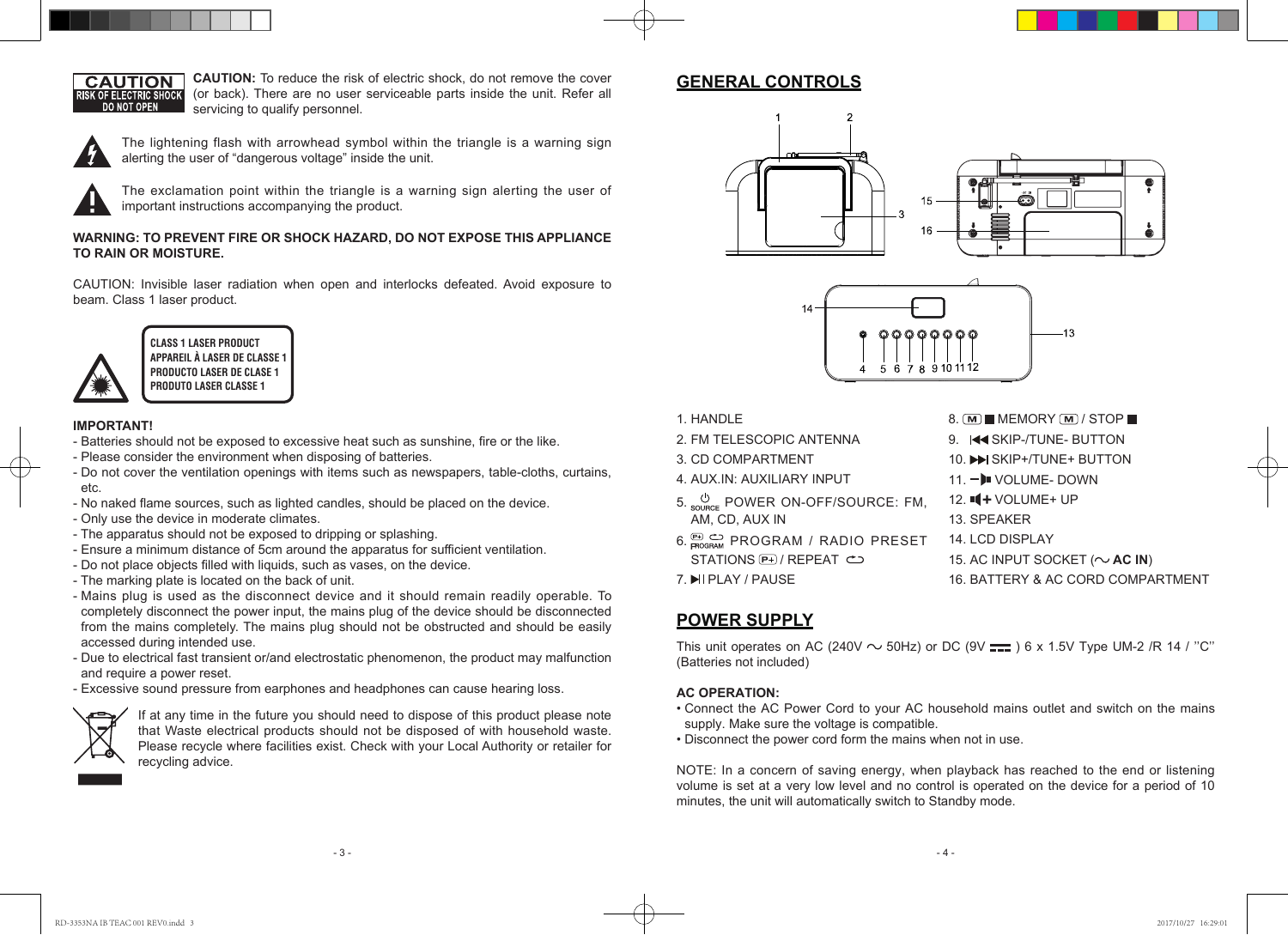CAUTION
RISK OF ELECTRIC SHOCK
DO NOT OPEN

**CAUTION:** To reduce the risk of electric shock, do not remove the cover (or back). There are no user serviceable parts inside the unit. Refer all servicing to qualify personnel.

The lightening flash with arrowhead symbol within the triangle is a warning sign alerting the user of "dangerous voltage" inside the unit.

The exclamation point within the triangle is a warning sign alerting the user of important instructions accompanying the product.

**WARNING: TO PREVENT FIRE OR SHOCK HAZARD, DO NOT EXPOSE THIS APPLIANCE TO RAIN OR MOISTURE.**

CAUTION: Invisible laser radiation when open and interlocks defeated. Avoid exposure to beam. Class 1 laser product.

CLASS 1 LASER PRODUCT
APPAREIL À LASER DE CLASSE 1
PRODUCTO LASER DE CLASE 1
PRODUTO LASER CLASSE 1

**IMPORTANT!**

- Batteries should not be exposed to excessive heat such as sunshine, fire or the like.
- Please consider the environment when disposing of batteries.
- Do not cover the ventilation openings with items such as newspapers, table-cloths, curtains, etc.
- No naked flame sources, such as lighted candles, should be placed on the device.
- Only use the device in moderate climates.
- The apparatus should not be exposed to dripping or splashing.
- Ensure a minimum distance of 5cm around the apparatus for sufficient ventilation.
- Do not place objects filled with liquids, such as vases, on the device.
- The marking plate is located on the back of unit.
- Mains plug is used as the disconnect device and it should remain readily operable. To completely disconnect the power input, the mains plug of the device should be disconnected from the mains completely. The mains plug should not be obstructed and should be easily accessed during intended use.
- Due to electrical fast transient or/and electrostatic phenomenon, the product may malfunction and require a power reset.
- Excessive sound pressure from earphones and headphones can cause hearing loss.

If at any time in the future you should need to dispose of this product please note that Waste electrical products should not be disposed of with household waste. Please recycle where facilities exist. Check with your Local Authority or retailer for recycling advice.

## GENERAL CONTROLS

1. HANDLE
2. FM TELESCOPIC ANTENNA
3. CD COMPARTMENT
4. AUX.IN: AUXILIARY INPUT
5. ⏻ SOURCE POWER ON-OFF/SOURCE: FM, AM, CD, AUX IN
6. P+ ⟲ PROGRAM PROGRAM / RADIO PRESET STATIONS P+ / REPEAT ⟲
7. ▶II PLAY / PAUSE
8. M ■ MEMORY M / STOP ■
9. I◀◀ SKIP-/TUNE- BUTTON
10. ▶▶I SKIP+/TUNE+ BUTTON
11. − VOLUME- DOWN
12. + VOLUME+ UP
13. SPEAKER
14. LCD DISPLAY
15. AC INPUT SOCKET (∿ **AC IN**)
16. BATTERY & AC CORD COMPARTMENT

## POWER SUPPLY

This unit operates on AC (240V ∿ 50Hz) or DC (9V ⎓ ) 6 x 1.5V Type UM-2 /R 14 / ''C'' (Batteries not included)

**AC OPERATION:**

- Connect the AC Power Cord to your AC household mains outlet and switch on the mains supply. Make sure the voltage is compatible.
- Disconnect the power cord form the mains when not in use.

NOTE: In a concern of saving energy, when playback has reached to the end or listening volume is set at a very low level and no control is operated on the device for a period of 10 minutes, the unit will automatically switch to Standby mode.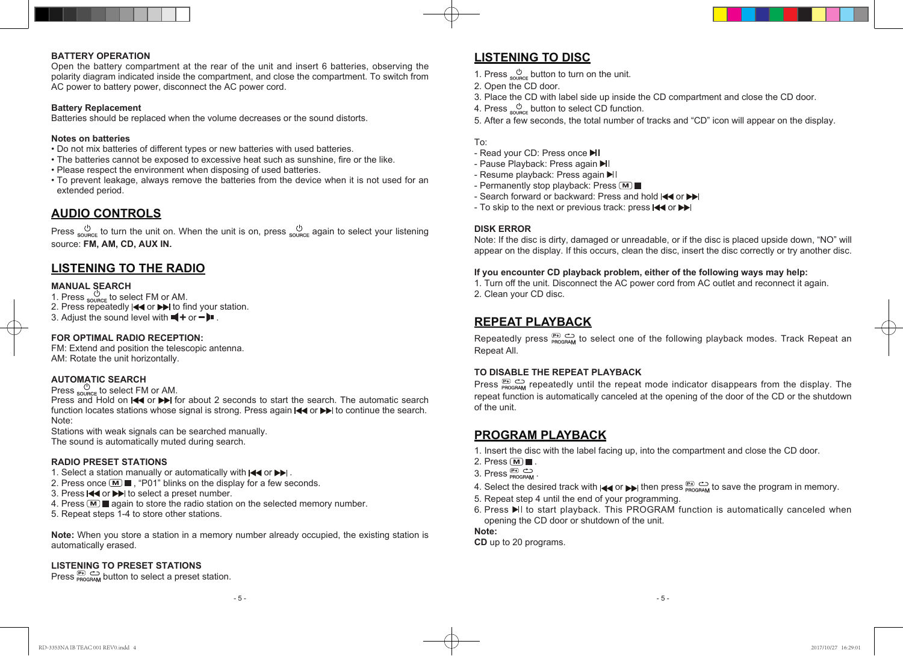**BATTERY OPERATION**

Open the battery compartment at the rear of the unit and insert 6 batteries, observing the polarity diagram indicated inside the compartment, and close the compartment. To switch from AC power to battery power, disconnect the AC power cord.

**Battery Replacement**

Batteries should be replaced when the volume decreases or the sound distorts.

**Notes on batteries**

- Do not mix batteries of different types or new batteries with used batteries.
- The batteries cannot be exposed to excessive heat such as sunshine, fire or the like.
- Please respect the environment when disposing of used batteries.
- To prevent leakage, always remove the batteries from the device when it is not used for an extended period.

## AUDIO CONTROLS

Press ⏻ SOURCE to turn the unit on. When the unit is on, press ⏻ SOURCE again to select your listening source: **FM, AM, CD, AUX IN.**

## LISTENING TO THE RADIO

**MANUAL SEARCH**

1. Press ⏻ SOURCE to select FM or AM.
2. Press repeatedly |◀◀ or ▶▶| to find your station.
3. Adjust the sound level with 🔈+ or –🔈 .

**FOR OPTIMAL RADIO RECEPTION:**

FM: Extend and position the telescopic antenna.
AM: Rotate the unit horizontally.

**AUTOMATIC SEARCH**

Press ⏻ SOURCE to select FM or AM.
Press and Hold on |◀◀ or ▶▶| for about 2 seconds to start the search. The automatic search function locates stations whose signal is strong. Press again |◀◀ or ▶▶| to continue the search.
Note:
Stations with weak signals can be searched manually.
The sound is automatically muted during search.

**RADIO PRESET STATIONS**

1. Select a station manually or automatically with |◀◀ or ▶▶| .
2. Press once M ■ , “P01” blinks on the display for a few seconds.
3. Press |◀◀ or ▶▶| to select a preset number.
4. Press M ■ again to store the radio station on the selected memory number.
5. Repeat steps 1-4 to store other stations.

**Note:** When you store a station in a memory number already occupied, the existing station is automatically erased.

**LISTENING TO PRESET STATIONS**

Press P+ PROGRAM button to select a preset station.

## LISTENING TO DISC

1. Press ⏻ SOURCE button to turn on the unit.
2. Open the CD door.
3. Place the CD with label side up inside the CD compartment and close the CD door.
4. Press ⏻ SOURCE button to select CD function.
5. After a few seconds, the total number of tracks and “CD” icon will appear on the display.

To:
- Read your CD: Press once ▶II
- Pause Playback: Press again ▶II
- Resume playback: Press again ▶II
- Permanently stop playback: Press M ■
- Search forward or backward: Press and hold |◀◀ or ▶▶|
- To skip to the next or previous track: press |◀◀ or ▶▶|

**DISK ERROR**

Note: If the disc is dirty, damaged or unreadable, or if the disc is placed upside down, “NO” will appear on the display. If this occurs, clean the disc, insert the disc correctly or try another disc.

**If you encounter CD playback problem, either of the following ways may help:**

1. Turn off the unit. Disconnect the AC power cord from AC outlet and reconnect it again.
2. Clean your CD disc.

## REPEAT PLAYBACK

Repeatedly press P+ PROGRAM to select one of the following playback modes. Track Repeat an Repeat All.

**TO DISABLE THE REPEAT PLAYBACK**

Press P+ PROGRAM repeatedly until the repeat mode indicator disappears from the display. The repeat function is automatically canceled at the opening of the door of the CD or the shutdown of the unit.

## PROGRAM PLAYBACK

1. Insert the disc with the label facing up, into the compartment and close the CD door.
2. Press M ■ .
3. Press P+ PROGRAM .
4. Select the desired track with |◀◀ or ▶▶| then press P+ PROGRAM to save the program in memory.
5. Repeat step 4 until the end of your programming.
6. Press ▶II to start playback. This PROGRAM function is automatically canceled when opening the CD door or shutdown of the unit.

**Note:**
**CD** up to 20 programs.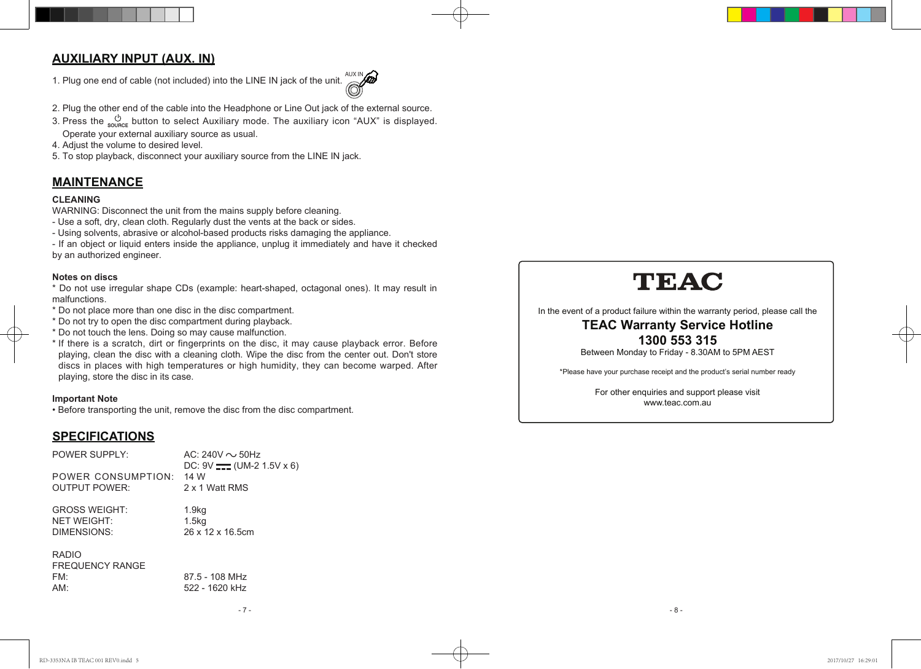## AUXILIARY INPUT (AUX. IN)

1. Plug one end of cable (not included) into the LINE IN jack of the unit. AUX IN
2. Plug the other end of the cable into the Headphone or Line Out jack of the external source.
3. Press the SOURCE button to select Auxiliary mode. The auxiliary icon "AUX" is displayed. Operate your external auxiliary source as usual.
4. Adjust the volume to desired level.
5. To stop playback, disconnect your auxiliary source from the LINE IN jack.

## MAINTENANCE

**CLEANING**

WARNING: Disconnect the unit from the mains supply before cleaning.

- Use a soft, dry, clean cloth. Regularly dust the vents at the back or sides.
- Using solvents, abrasive or alcohol-based products risks damaging the appliance.
- If an object or liquid enters inside the appliance, unplug it immediately and have it checked by an authorized engineer.

**Notes on discs**

* Do not use irregular shape CDs (example: heart-shaped, octagonal ones). It may result in malfunctions.
* Do not place more than one disc in the disc compartment.
* Do not try to open the disc compartment during playback.
* Do not touch the lens. Doing so may cause malfunction.
* If there is a scratch, dirt or fingerprints on the disc, it may cause playback error. Before playing, clean the disc with a cleaning cloth. Wipe the disc from the center out. Don't store discs in places with high temperatures or high humidity, they can become warped. After playing, store the disc in its case.

**Important Note**

• Before transporting the unit, remove the disc from the disc compartment.

## SPECIFICATIONS

| | |
|---|---|
| POWER SUPPLY: | AC: 240V ~ 50Hz |
| | DC: 9V ⎓ (UM-2 1.5V x 6) |
| POWER CONSUMPTION: | 14 W |
| OUTPUT POWER: | 2 x 1 Watt RMS |
| GROSS WEIGHT: | 1.9kg |
| NET WEIGHT: | 1.5kg |
| DIMENSIONS: | 26 x 12 x 16.5cm |
| RADIO FREQUENCY RANGE | |
| FM: | 87.5 - 108 MHz |
| AM: | 522 - 1620 kHz |

**TEAC**

In the event of a product failure within the warranty period, please call the

**TEAC Warranty Service Hotline**

**1300 553 315**

Between Monday to Friday - 8.30AM to 5PM AEST

*Please have your purchase receipt and the product's serial number ready

For other enquiries and support please visit
www.teac.com.au